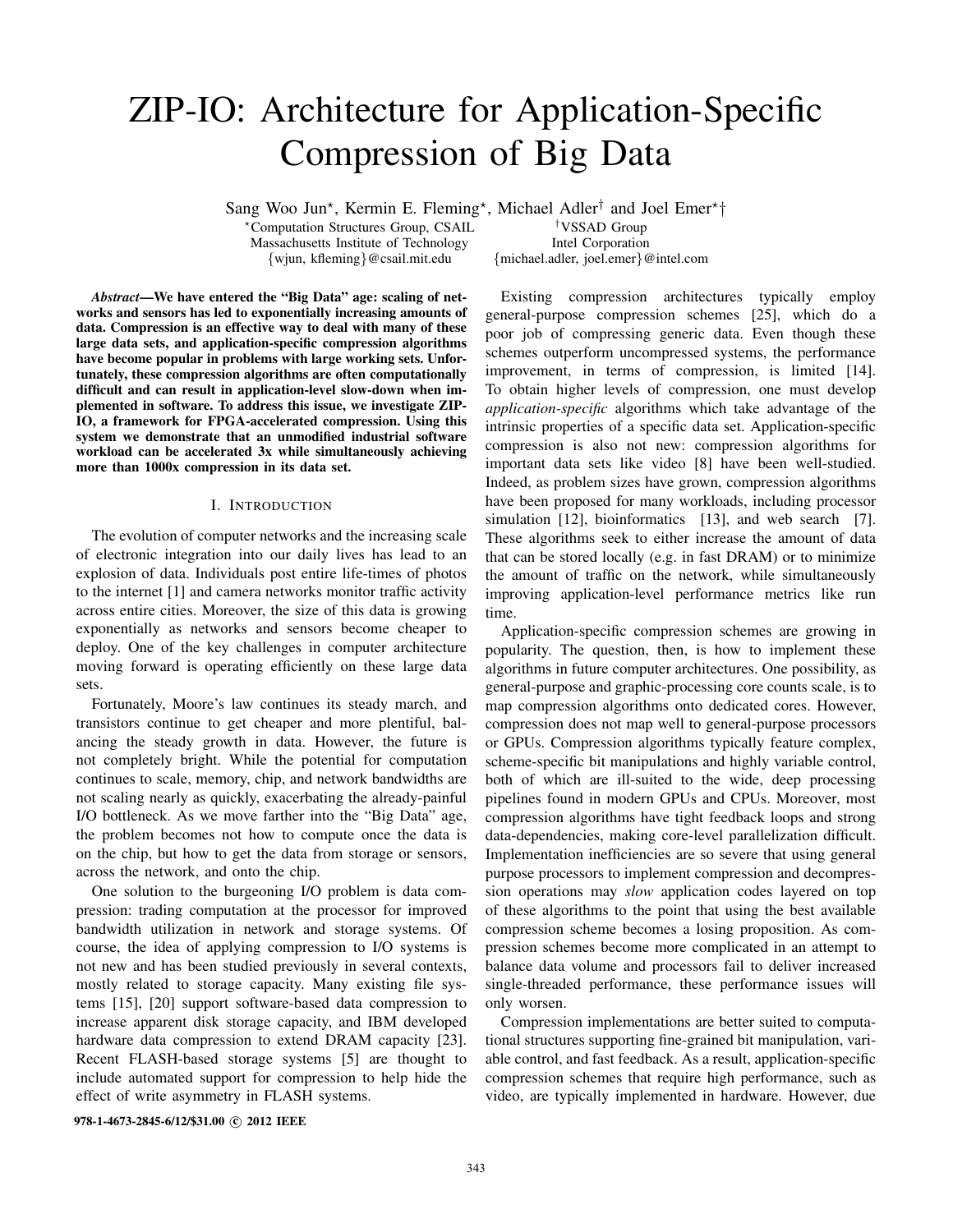# ZIP-IO: Architecture for Application-Specific Compression of Big Data

Sang Woo Jun[⋆], Kermin E. Fleming[⋆], Michael Adler[†] and Joel Emer[⋆†]

[⋆]Computation Structures Group, CSAIL
Massachusetts Institute of Technology
{wjun, kfleming}@csail.mit.edu

[†]VSSAD Group
Intel Corporation
{michael.adler, joel.emer}@intel.com

***Abstract*—We have entered the "Big Data" age: scaling of networks and sensors has led to exponentially increasing amounts of data. Compression is an effective way to deal with many of these large data sets, and application-specific compression algorithms have become popular in problems with large working sets. Unfortunately, these compression algorithms are often computationally difficult and can result in application-level slow-down when implemented in software. To address this issue, we investigate ZIP-IO, a framework for FPGA-accelerated compression. Using this system we demonstrate that an unmodified industrial software workload can be accelerated 3x while simultaneously achieving more than 1000x compression in its data set.**

## I. Introduction

The evolution of computer networks and the increasing scale of electronic integration into our daily lives has lead to an explosion of data. Individuals post entire life-times of photos to the internet [1] and camera networks monitor traffic activity across entire cities. Moreover, the size of this data is growing exponentially as networks and sensors become cheaper to deploy. One of the key challenges in computer architecture moving forward is operating efficiently on these large data sets.

Fortunately, Moore's law continues its steady march, and transistors continue to get cheaper and more plentiful, balancing the steady growth in data. However, the future is not completely bright. While the potential for computation continues to scale, memory, chip, and network bandwidths are not scaling nearly as quickly, exacerbating the already-painful I/O bottleneck. As we move farther into the "Big Data" age, the problem becomes not how to compute once the data is on the chip, but how to get the data from storage or sensors, across the network, and onto the chip.

One solution to the burgeoning I/O problem is data compression: trading computation at the processor for improved bandwidth utilization in network and storage systems. Of course, the idea of applying compression to I/O systems is not new and has been studied previously in several contexts, mostly related to storage capacity. Many existing file systems [15], [20] support software-based data compression to increase apparent disk storage capacity, and IBM developed hardware data compression to extend DRAM capacity [23]. Recent FLASH-based storage systems [5] are thought to include automated support for compression to help hide the effect of write asymmetry in FLASH systems.

Existing compression architectures typically employ general-purpose compression schemes [25], which do a poor job of compressing generic data. Even though these schemes outperform uncompressed systems, the performance improvement, in terms of compression, is limited [14]. To obtain higher levels of compression, one must develop *application-specific* algorithms which take advantage of the intrinsic properties of a specific data set. Application-specific compression is also not new: compression algorithms for important data sets like video [8] have been well-studied. Indeed, as problem sizes have grown, compression algorithms have been proposed for many workloads, including processor simulation [12], bioinformatics [13], and web search [7]. These algorithms seek to either increase the amount of data that can be stored locally (e.g. in fast DRAM) or to minimize the amount of traffic on the network, while simultaneously improving application-level performance metrics like run time.

Application-specific compression schemes are growing in popularity. The question, then, is how to implement these algorithms in future computer architectures. One possibility, as general-purpose and graphic-processing core counts scale, is to map compression algorithms onto dedicated cores. However, compression does not map well to general-purpose processors or GPUs. Compression algorithms typically feature complex, scheme-specific bit manipulations and highly variable control, both of which are ill-suited to the wide, deep processing pipelines found in modern GPUs and CPUs. Moreover, most compression algorithms have tight feedback loops and strong data-dependencies, making core-level parallelization difficult. Implementation inefficiencies are so severe that using general purpose processors to implement compression and decompression operations may *slow* application codes layered on top of these algorithms to the point that using the best available compression scheme becomes a losing proposition. As compression schemes become more complicated in an attempt to balance data volume and processors fail to deliver increased single-threaded performance, these performance issues will only worsen.

Compression implementations are better suited to computational structures supporting fine-grained bit manipulation, variable control, and fast feedback. As a result, application-specific compression schemes that require high performance, such as video, are typically implemented in hardware. However, due

978-1-4673-2845-6/12/$31.00 © 2012 IEEE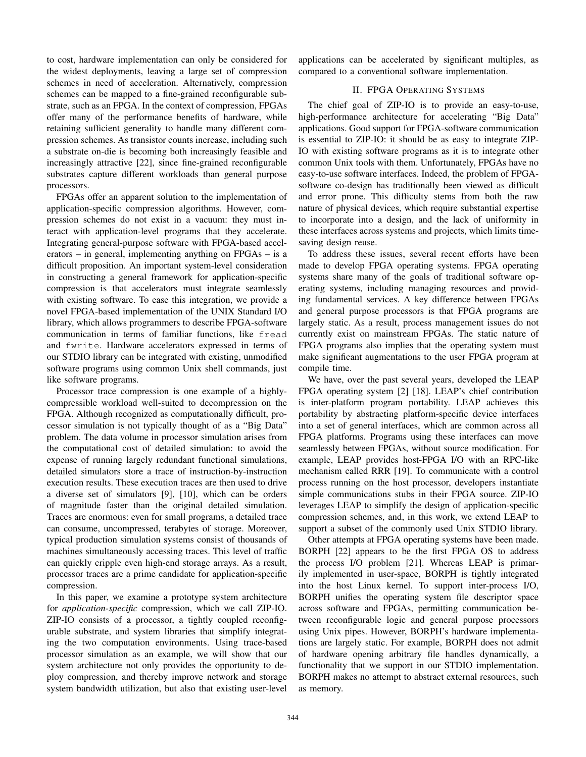to cost, hardware implementation can only be considered for the widest deployments, leaving a large set of compression schemes in need of acceleration. Alternatively, compression schemes can be mapped to a fine-grained reconfigurable substrate, such as an FPGA. In the context of compression, FPGAs offer many of the performance benefits of hardware, while retaining sufficient generality to handle many different compression schemes. As transistor counts increase, including such a substrate on-die is becoming both increasingly feasible and increasingly attractive [22], since fine-grained reconfigurable substrates capture different workloads than general purpose processors.

FPGAs offer an apparent solution to the implementation of application-specific compression algorithms. However, compression schemes do not exist in a vacuum: they must interact with application-level programs that they accelerate. Integrating general-purpose software with FPGA-based accelerators – in general, implementing anything on FPGAs – is a difficult proposition. An important system-level consideration in constructing a general framework for application-specific compression is that accelerators must integrate seamlessly with existing software. To ease this integration, we provide a novel FPGA-based implementation of the UNIX Standard I/O library, which allows programmers to describe FPGA-software communication in terms of familiar functions, like `fread` and `fwrite`. Hardware accelerators expressed in terms of our STDIO library can be integrated with existing, unmodified software programs using common Unix shell commands, just like software programs.

Processor trace compression is one example of a highly-compressible workload well-suited to decompression on the FPGA. Although recognized as computationally difficult, processor simulation is not typically thought of as a "Big Data" problem. The data volume in processor simulation arises from the computational cost of detailed simulation: to avoid the expense of running largely redundant functional simulations, detailed simulators store a trace of instruction-by-instruction execution results. These execution traces are then used to drive a diverse set of simulators [9], [10], which can be orders of magnitude faster than the original detailed simulation. Traces are enormous: even for small programs, a detailed trace can consume, uncompressed, terabytes of storage. Moreover, typical production simulation systems consist of thousands of machines simultaneously accessing traces. This level of traffic can quickly cripple even high-end storage arrays. As a result, processor traces are a prime candidate for application-specific compression.

In this paper, we examine a prototype system architecture for *application-specific* compression, which we call ZIP-IO. ZIP-IO consists of a processor, a tightly coupled reconfigurable substrate, and system libraries that simplify integrating the two computation environments. Using trace-based processor simulation as an example, we will show that our system architecture not only provides the opportunity to deploy compression, and thereby improve network and storage system bandwidth utilization, but also that existing user-level applications can be accelerated by significant multiples, as compared to a conventional software implementation.

## II. FPGA Operating Systems

The chief goal of ZIP-IO is to provide an easy-to-use, high-performance architecture for accelerating "Big Data" applications. Good support for FPGA-software communication is essential to ZIP-IO: it should be as easy to integrate ZIP-IO with existing software programs as it is to integrate other common Unix tools with them. Unfortunately, FPGAs have no easy-to-use software interfaces. Indeed, the problem of FPGA-software co-design has traditionally been viewed as difficult and error prone. This difficulty stems from both the raw nature of physical devices, which require substantial expertise to incorporate into a design, and the lack of uniformity in these interfaces across systems and projects, which limits time-saving design reuse.

To address these issues, several recent efforts have been made to develop FPGA operating systems. FPGA operating systems share many of the goals of traditional software operating systems, including managing resources and providing fundamental services. A key difference between FPGAs and general purpose processors is that FPGA programs are largely static. As a result, process management issues do not currently exist on mainstream FPGAs. The static nature of FPGA programs also implies that the operating system must make significant augmentations to the user FPGA program at compile time.

We have, over the past several years, developed the LEAP FPGA operating system [2] [18]. LEAP's chief contribution is inter-platform program portability. LEAP achieves this portability by abstracting platform-specific device interfaces into a set of general interfaces, which are common across all FPGA platforms. Programs using these interfaces can move seamlessly between FPGAs, without source modification. For example, LEAP provides host-FPGA I/O with an RPC-like mechanism called RRR [19]. To communicate with a control process running on the host processor, developers instantiate simple communications stubs in their FPGA source. ZIP-IO leverages LEAP to simplify the design of application-specific compression schemes, and, in this work, we extend LEAP to support a subset of the commonly used Unix STDIO library.

Other attempts at FPGA operating systems have been made. BORPH [22] appears to be the first FPGA OS to address the process I/O problem [21]. Whereas LEAP is primarily implemented in user-space, BORPH is tightly integrated into the host Linux kernel. To support inter-process I/O, BORPH unifies the operating system file descriptor space across software and FPGAs, permitting communication between reconfigurable logic and general purpose processors using Unix pipes. However, BORPH's hardware implementations are largely static. For example, BORPH does not admit of hardware opening arbitrary file handles dynamically, a functionality that we support in our STDIO implementation. BORPH makes no attempt to abstract external resources, such as memory.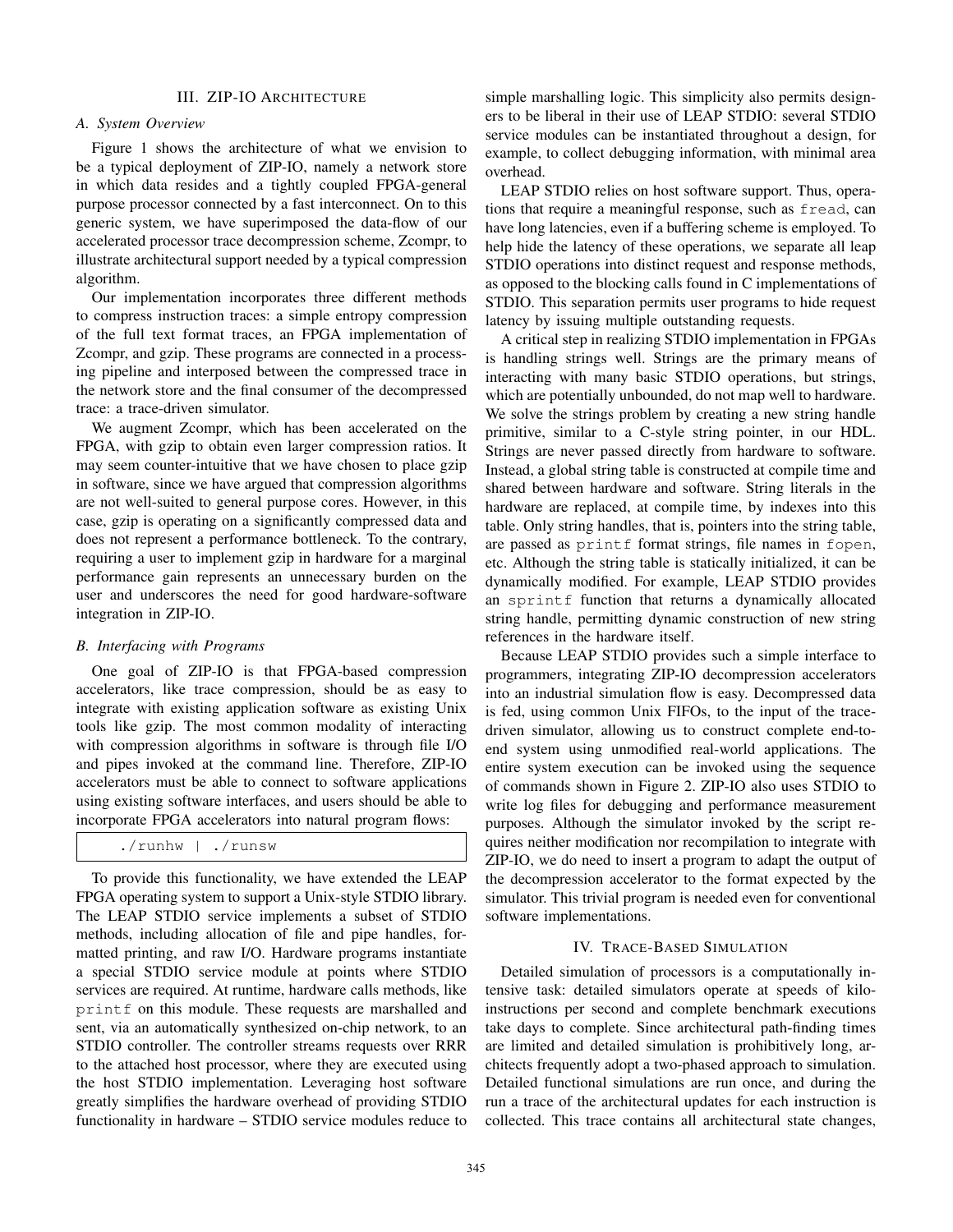## III. ZIP-IO ARCHITECTURE

### A. System Overview

Figure 1 shows the architecture of what we envision to be a typical deployment of ZIP-IO, namely a network store in which data resides and a tightly coupled FPGA-general purpose processor connected by a fast interconnect. On to this generic system, we have superimposed the data-flow of our accelerated processor trace decompression scheme, Zcompr, to illustrate architectural support needed by a typical compression algorithm.

Our implementation incorporates three different methods to compress instruction traces: a simple entropy compression of the full text format traces, an FPGA implementation of Zcompr, and gzip. These programs are connected in a processing pipeline and interposed between the compressed trace in the network store and the final consumer of the decompressed trace: a trace-driven simulator.

We augment Zcompr, which has been accelerated on the FPGA, with gzip to obtain even larger compression ratios. It may seem counter-intuitive that we have chosen to place gzip in software, since we have argued that compression algorithms are not well-suited to general purpose cores. However, in this case, gzip is operating on a significantly compressed data and does not represent a performance bottleneck. To the contrary, requiring a user to implement gzip in hardware for a marginal performance gain represents an unnecessary burden on the user and underscores the need for good hardware-software integration in ZIP-IO.

### B. Interfacing with Programs

One goal of ZIP-IO is that FPGA-based compression accelerators, like trace compression, should be as easy to integrate with existing application software as existing Unix tools like gzip. The most common modality of interacting with compression algorithms in software is through file I/O and pipes invoked at the command line. Therefore, ZIP-IO accelerators must be able to connect to software applications using existing software interfaces, and users should be able to incorporate FPGA accelerators into natural program flows:

```
./runhw | ./runsw
```

To provide this functionality, we have extended the LEAP FPGA operating system to support a Unix-style STDIO library. The LEAP STDIO service implements a subset of STDIO methods, including allocation of file and pipe handles, formatted printing, and raw I/O. Hardware programs instantiate a special STDIO service module at points where STDIO services are required. At runtime, hardware calls methods, like `printf` on this module. These requests are marshalled and sent, via an automatically synthesized on-chip network, to an STDIO controller. The controller streams requests over RRR to the attached host processor, where they are executed using the host STDIO implementation. Leveraging host software greatly simplifies the hardware overhead of providing STDIO functionality in hardware – STDIO service modules reduce to simple marshalling logic. This simplicity also permits designers to be liberal in their use of LEAP STDIO: several STDIO service modules can be instantiated throughout a design, for example, to collect debugging information, with minimal area overhead.

LEAP STDIO relies on host software support. Thus, operations that require a meaningful response, such as `fread`, can have long latencies, even if a buffering scheme is employed. To help hide the latency of these operations, we separate all leap STDIO operations into distinct request and response methods, as opposed to the blocking calls found in C implementations of STDIO. This separation permits user programs to hide request latency by issuing multiple outstanding requests.

A critical step in realizing STDIO implementation in FPGAs is handling strings well. Strings are the primary means of interacting with many basic STDIO operations, but strings, which are potentially unbounded, do not map well to hardware. We solve the strings problem by creating a new string handle primitive, similar to a C-style string pointer, in our HDL. Strings are never passed directly from hardware to software. Instead, a global string table is constructed at compile time and shared between hardware and software. String literals in the hardware are replaced, at compile time, by indexes into this table. Only string handles, that is, pointers into the string table, are passed as `printf` format strings, file names in `fopen`, etc. Although the string table is statically initialized, it can be dynamically modified. For example, LEAP STDIO provides an `sprintf` function that returns a dynamically allocated string handle, permitting dynamic construction of new string references in the hardware itself.

Because LEAP STDIO provides such a simple interface to programmers, integrating ZIP-IO decompression accelerators into an industrial simulation flow is easy. Decompressed data is fed, using common Unix FIFOs, to the input of the trace-driven simulator, allowing us to construct complete end-to-end system using unmodified real-world applications. The entire system execution can be invoked using the sequence of commands shown in Figure 2. ZIP-IO also uses STDIO to write log files for debugging and performance measurement purposes. Although the simulator invoked by the script requires neither modification nor recompilation to integrate with ZIP-IO, we do need to insert a program to adapt the output of the decompression accelerator to the format expected by the simulator. This trivial program is needed even for conventional software implementations.

## IV. TRACE-BASED SIMULATION

Detailed simulation of processors is a computationally intensive task: detailed simulators operate at speeds of kilo-instructions per second and complete benchmark executions take days to complete. Since architectural path-finding times are limited and detailed simulation is prohibitively long, architects frequently adopt a two-phased approach to simulation. Detailed functional simulations are run once, and during the run a trace of the architectural updates for each instruction is collected. This trace contains all architectural state changes,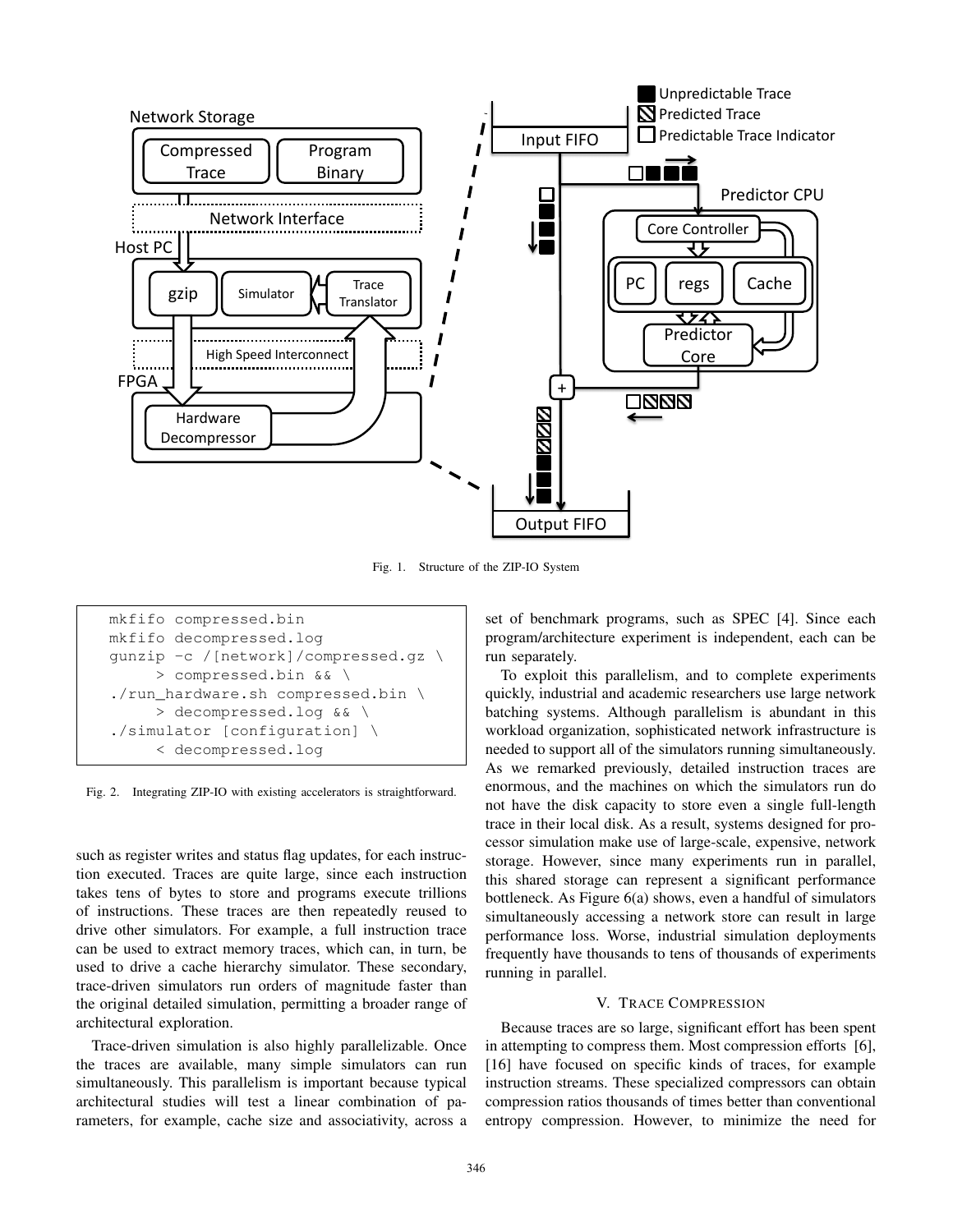Fig. 1. Structure of the ZIP-IO System

```
mkfifo compressed.bin
mkfifo decompressed.log
gunzip -c /[network]/compressed.gz \
     > compressed.bin && \
./run_hardware.sh compressed.bin \
     > decompressed.log && \
./simulator [configuration] \
     < decompressed.log
```

Fig. 2. Integrating ZIP-IO with existing accelerators is straightforward.

such as register writes and status flag updates, for each instruction executed. Traces are quite large, since each instruction takes tens of bytes to store and programs execute trillions of instructions. These traces are then repeatedly reused to drive other simulators. For example, a full instruction trace can be used to extract memory traces, which can, in turn, be used to drive a cache hierarchy simulator. These secondary, trace-driven simulators run orders of magnitude faster than the original detailed simulation, permitting a broader range of architectural exploration.

Trace-driven simulation is also highly parallelizable. Once the traces are available, many simple simulators can run simultaneously. This parallelism is important because typical architectural studies will test a linear combination of parameters, for example, cache size and associativity, across a set of benchmark programs, such as SPEC [4]. Since each program/architecture experiment is independent, each can be run separately.

To exploit this parallelism, and to complete experiments quickly, industrial and academic researchers use large network batching systems. Although parallelism is abundant in this workload organization, sophisticated network infrastructure is needed to support all of the simulators running simultaneously. As we remarked previously, detailed instruction traces are enormous, and the machines on which the simulators run do not have the disk capacity to store even a single full-length trace in their local disk. As a result, systems designed for processor simulation make use of large-scale, expensive, network storage. However, since many experiments run in parallel, this shared storage can represent a significant performance bottleneck. As Figure 6(a) shows, even a handful of simulators simultaneously accessing a network store can result in large performance loss. Worse, industrial simulation deployments frequently have thousands to tens of thousands of experiments running in parallel.

## V. Trace Compression

Because traces are so large, significant effort has been spent in attempting to compress them. Most compression efforts [6], [16] have focused on specific kinds of traces, for example instruction streams. These specialized compressors can obtain compression ratios thousands of times better than conventional entropy compression. However, to minimize the need for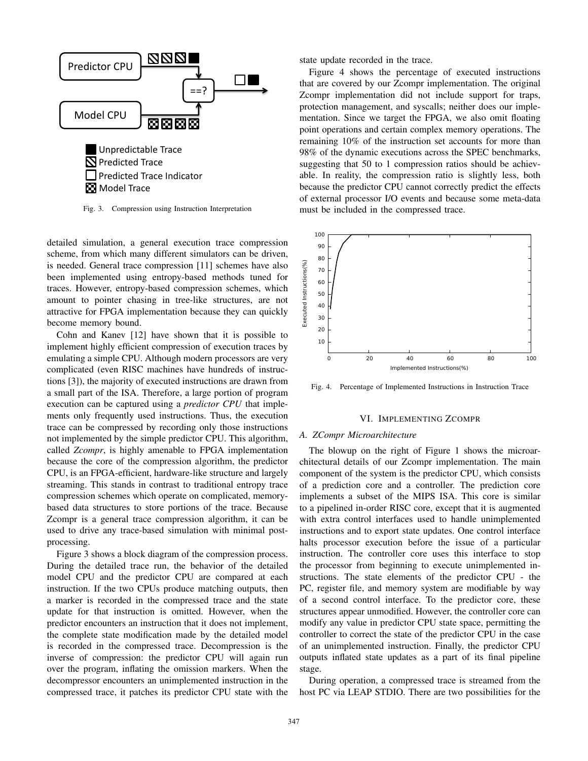Fig. 3. Compression using Instruction Interpretation

detailed simulation, a general execution trace compression scheme, from which many different simulators can be driven, is needed. General trace compression [11] schemes have also been implemented using entropy-based methods tuned for traces. However, entropy-based compression schemes, which amount to pointer chasing in tree-like structures, are not attractive for FPGA implementation because they can quickly become memory bound.

Cohn and Kanev [12] have shown that it is possible to implement highly efficient compression of execution traces by emulating a simple CPU. Although modern processors are very complicated (even RISC machines have hundreds of instructions [3]), the majority of executed instructions are drawn from a small part of the ISA. Therefore, a large portion of program execution can be captured using a *predictor CPU* that implements only frequently used instructions. Thus, the execution trace can be compressed by recording only those instructions not implemented by the simple predictor CPU. This algorithm, called *Zcompr*, is highly amenable to FPGA implementation because the core of the compression algorithm, the predictor CPU, is an FPGA-efficient, hardware-like structure and largely streaming. This stands in contrast to traditional entropy trace compression schemes which operate on complicated, memory-based data structures to store portions of the trace. Because Zcompr is a general trace compression algorithm, it can be used to drive any trace-based simulation with minimal post-processing.

Figure 3 shows a block diagram of the compression process. During the detailed trace run, the behavior of the detailed model CPU and the predictor CPU are compared at each instruction. If the two CPUs produce matching outputs, then a marker is recorded in the compressed trace and the state update for that instruction is omitted. However, when the predictor encounters an instruction that it does not implement, the complete state modification made by the detailed model is recorded in the compressed trace. Decompression is the inverse of compression: the predictor CPU will again run over the program, inflating the omission markers. When the decompressor encounters an unimplemented instruction in the compressed trace, it patches its predictor CPU state with the state update recorded in the trace.

Figure 4 shows the percentage of executed instructions that are covered by our Zcompr implementation. The original Zcompr implementation did not include support for traps, protection management, and syscalls; neither does our implementation. Since we target the FPGA, we also omit floating point operations and certain complex memory operations. The remaining 10% of the instruction set accounts for more than 98% of the dynamic executions across the SPEC benchmarks, suggesting that 50 to 1 compression ratios should be achievable. In reality, the compression ratio is slightly less, both because the predictor CPU cannot correctly predict the effects of external processor I/O events and because some meta-data must be included in the compressed trace.

Fig. 4. Percentage of Implemented Instructions in Instruction Trace

## VI. Implementing Zcompr

### A. ZCompr Microarchitecture

The blowup on the right of Figure 1 shows the microarchitectural details of our Zcompr implementation. The main component of the system is the predictor CPU, which consists of a prediction core and a controller. The prediction core implements a subset of the MIPS ISA. This core is similar to a pipelined in-order RISC core, except that it is augmented with extra control interfaces used to handle unimplemented instructions and to export state updates. One control interface halts processor execution before the issue of a particular instruction. The controller core uses this interface to stop the processor from beginning to execute unimplemented instructions. The state elements of the predictor CPU - the PC, register file, and memory system are modifiable by way of a second control interface. To the predictor core, these structures appear unmodified. However, the controller core can modify any value in predictor CPU state space, permitting the controller to correct the state of the predictor CPU in the case of an unimplemented instruction. Finally, the predictor CPU outputs inflated state updates as a part of its final pipeline stage.

During operation, a compressed trace is streamed from the host PC via LEAP STDIO. There are two possibilities for the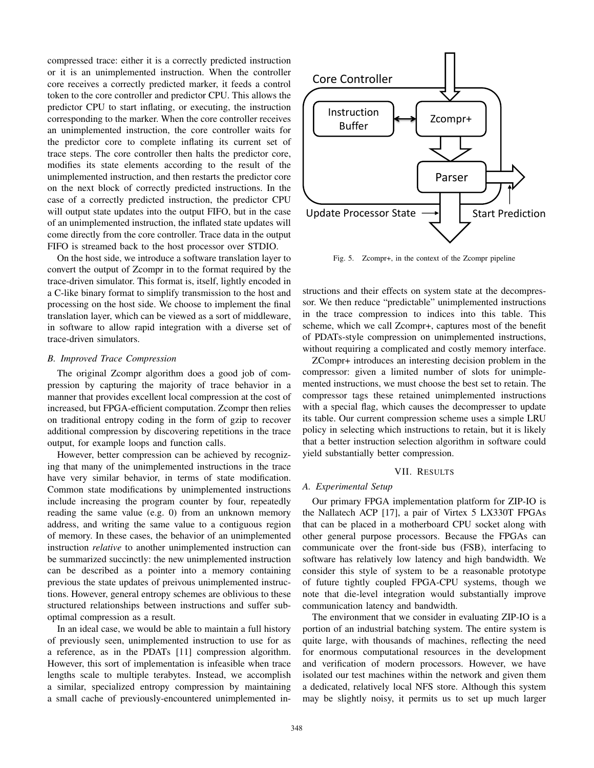compressed trace: either it is a correctly predicted instruction or it is an unimplemented instruction. When the controller core receives a correctly predicted marker, it feeds a control token to the core controller and predictor CPU. This allows the predictor CPU to start inflating, or executing, the instruction corresponding to the marker. When the core controller receives an unimplemented instruction, the core controller waits for the predictor core to complete inflating its current set of trace steps. The core controller then halts the predictor core, modifies its state elements according to the result of the unimplemented instruction, and then restarts the predictor core on the next block of correctly predicted instructions. In the case of a correctly predicted instruction, the predictor CPU will output state updates into the output FIFO, but in the case of an unimplemented instruction, the inflated state updates will come directly from the core controller. Trace data in the output FIFO is streamed back to the host processor over STDIO.

On the host side, we introduce a software translation layer to convert the output of Zcompr in to the format required by the trace-driven simulator. This format is, itself, lightly encoded in a C-like binary format to simplify transmission to the host and processing on the host side. We choose to implement the final translation layer, which can be viewed as a sort of middleware, in software to allow rapid integration with a diverse set of trace-driven simulators.

### B. Improved Trace Compression

The original Zcompr algorithm does a good job of compression by capturing the majority of trace behavior in a manner that provides excellent local compression at the cost of increased, but FPGA-efficient computation. Zcompr then relies on traditional entropy coding in the form of gzip to recover additional compression by discovering repetitions in the trace output, for example loops and function calls.

However, better compression can be achieved by recognizing that many of the unimplemented instructions in the trace have very similar behavior, in terms of state modification. Common state modifications by unimplemented instructions include increasing the program counter by four, repeatedly reading the same value (e.g. 0) from an unknown memory address, and writing the same value to a contiguous region of memory. In these cases, the behavior of an unimplemented instruction *relative* to another unimplemented instruction can be summarized succinctly: the new unimplemented instruction can be described as a pointer into a memory containing previous the state updates of preivous unimplemented instructions. However, general entropy schemes are oblivious to these structured relationships between instructions and suffer suboptimal compression as a result.

In an ideal case, we would be able to maintain a full history of previously seen, unimplemented instruction to use for as a reference, as in the PDATs [11] compression algorithm. However, this sort of implementation is infeasible when trace lengths scale to multiple terabytes. Instead, we accomplish a similar, specialized entropy compression by maintaining a small cache of previously-encountered unimplemented instructions and their effects on system state at the decompressor. We then reduce "predictable" unimplemented instructions in the trace compression to indices into this table. This scheme, which we call Zcompr+, captures most of the benefit of PDATs-style compression on unimplemented instructions, without requiring a complicated and costly memory interface.

Core Controller

Instruction Buffer

Zcompr+

Parser

Update Processor State

Start Prediction

Fig. 5. Zcompr+, in the context of the Zcompr pipeline

ZCompr+ introduces an interesting decision problem in the compressor: given a limited number of slots for unimplemented instructions, we must choose the best set to retain. The compressor tags these retained unimplemented instructions with a special flag, which causes the decompresser to update its table. Our current compression scheme uses a simple LRU policy in selecting which instructions to retain, but it is likely that a better instruction selection algorithm in software could yield substantially better compression.

## VII. Results

### A. Experimental Setup

Our primary FPGA implementation platform for ZIP-IO is the Nallatech ACP [17], a pair of Virtex 5 LX330T FPGAs that can be placed in a motherboard CPU socket along with other general purpose processors. Because the FPGAs can communicate over the front-side bus (FSB), interfacing to software has relatively low latency and high bandwidth. We consider this style of system to be a reasonable prototype of future tightly coupled FPGA-CPU systems, though we note that die-level integration would substantially improve communication latency and bandwidth.

The environment that we consider in evaluating ZIP-IO is a portion of an industrial batching system. The entire system is quite large, with thousands of machines, reflecting the need for enormous computational resources in the development and verification of modern processors. However, we have isolated our test machines within the network and given them a dedicated, relatively local NFS store. Although this system may be slightly noisy, it permits us to set up much larger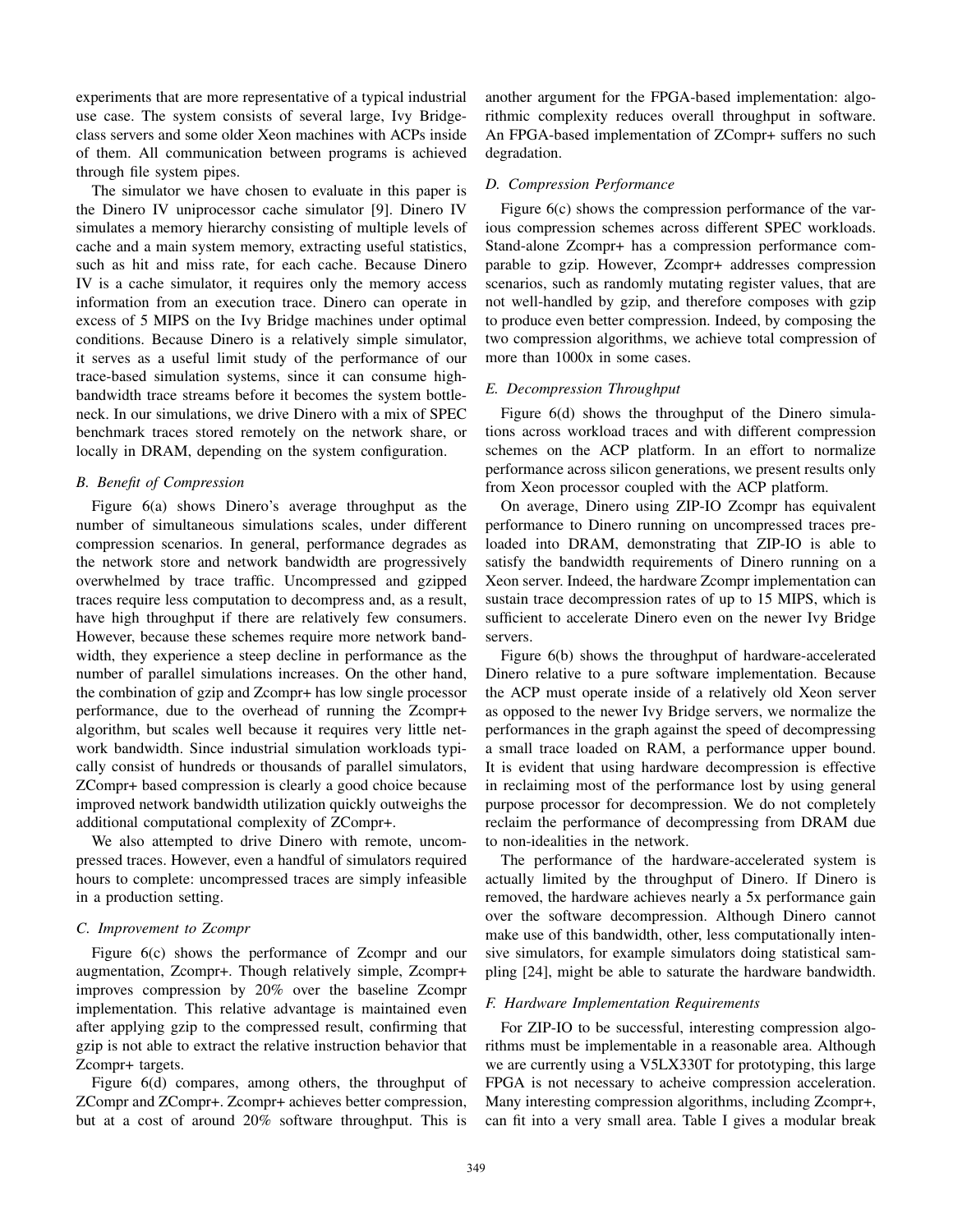experiments that are more representative of a typical industrial use case. The system consists of several large, Ivy Bridge-class servers and some older Xeon machines with ACPs inside of them. All communication between programs is achieved through file system pipes.

The simulator we have chosen to evaluate in this paper is the Dinero IV uniprocessor cache simulator [9]. Dinero IV simulates a memory hierarchy consisting of multiple levels of cache and a main system memory, extracting useful statistics, such as hit and miss rate, for each cache. Because Dinero IV is a cache simulator, it requires only the memory access information from an execution trace. Dinero can operate in excess of 5 MIPS on the Ivy Bridge machines under optimal conditions. Because Dinero is a relatively simple simulator, it serves as a useful limit study of the performance of our trace-based simulation systems, since it can consume high-bandwidth trace streams before it becomes the system bottleneck. In our simulations, we drive Dinero with a mix of SPEC benchmark traces stored remotely on the network share, or locally in DRAM, depending on the system configuration.

### *B. Benefit of Compression*

Figure 6(a) shows Dinero's average throughput as the number of simultaneous simulations scales, under different compression scenarios. In general, performance degrades as the network store and network bandwidth are progressively overwhelmed by trace traffic. Uncompressed and gzipped traces require less computation to decompress and, as a result, have high throughput if there are relatively few consumers. However, because these schemes require more network bandwidth, they experience a steep decline in performance as the number of parallel simulations increases. On the other hand, the combination of gzip and Zcompr+ has low single processor performance, due to the overhead of running the Zcompr+ algorithm, but scales well because it requires very little network bandwidth. Since industrial simulation workloads typically consist of hundreds or thousands of parallel simulators, ZCompr+ based compression is clearly a good choice because improved network bandwidth utilization quickly outweighs the additional computational complexity of ZCompr+.

We also attempted to drive Dinero with remote, uncompressed traces. However, even a handful of simulators required hours to complete: uncompressed traces are simply infeasible in a production setting.

### *C. Improvement to Zcompr*

Figure 6(c) shows the performance of Zcompr and our augmentation, Zcompr+. Though relatively simple, Zcompr+ improves compression by 20% over the baseline Zcompr implementation. This relative advantage is maintained even after applying gzip to the compressed result, confirming that gzip is not able to extract the relative instruction behavior that Zcompr+ targets.

Figure 6(d) compares, among others, the throughput of ZCompr and ZCompr+. Zcompr+ achieves better compression, but at a cost of around 20% software throughput. This is another argument for the FPGA-based implementation: algorithmic complexity reduces overall throughput in software. An FPGA-based implementation of ZCompr+ suffers no such degradation.

### *D. Compression Performance*

Figure 6(c) shows the compression performance of the various compression schemes across different SPEC workloads. Stand-alone Zcompr+ has a compression performance comparable to gzip. However, Zcompr+ addresses compression scenarios, such as randomly mutating register values, that are not well-handled by gzip, and therefore composes with gzip to produce even better compression. Indeed, by composing the two compression algorithms, we achieve total compression of more than 1000x in some cases.

### *E. Decompression Throughput*

Figure 6(d) shows the throughput of the Dinero simulations across workload traces and with different compression schemes on the ACP platform. In an effort to normalize performance across silicon generations, we present results only from Xeon processor coupled with the ACP platform.

On average, Dinero using ZIP-IO Zcompr has equivalent performance to Dinero running on uncompressed traces pre-loaded into DRAM, demonstrating that ZIP-IO is able to satisfy the bandwidth requirements of Dinero running on a Xeon server. Indeed, the hardware Zcompr implementation can sustain trace decompression rates of up to 15 MIPS, which is sufficient to accelerate Dinero even on the newer Ivy Bridge servers.

Figure 6(b) shows the throughput of hardware-accelerated Dinero relative to a pure software implementation. Because the ACP must operate inside of a relatively old Xeon server as opposed to the newer Ivy Bridge servers, we normalize the performances in the graph against the speed of decompressing a small trace loaded on RAM, a performance upper bound. It is evident that using hardware decompression is effective in reclaiming most of the performance lost by using general purpose processor for decompression. We do not completely reclaim the performance of decompressing from DRAM due to non-idealities in the network.

The performance of the hardware-accelerated system is actually limited by the throughput of Dinero. If Dinero is removed, the hardware achieves nearly a 5x performance gain over the software decompression. Although Dinero cannot make use of this bandwidth, other, less computationally intensive simulators, for example simulators doing statistical sampling [24], might be able to saturate the hardware bandwidth.

### *F. Hardware Implementation Requirements*

For ZIP-IO to be successful, interesting compression algorithms must be implementable in a reasonable area. Although we are currently using a V5LX330T for prototyping, this large FPGA is not necessary to acheive compression acceleration. Many interesting compression algorithms, including Zcompr+, can fit into a very small area. Table I gives a modular break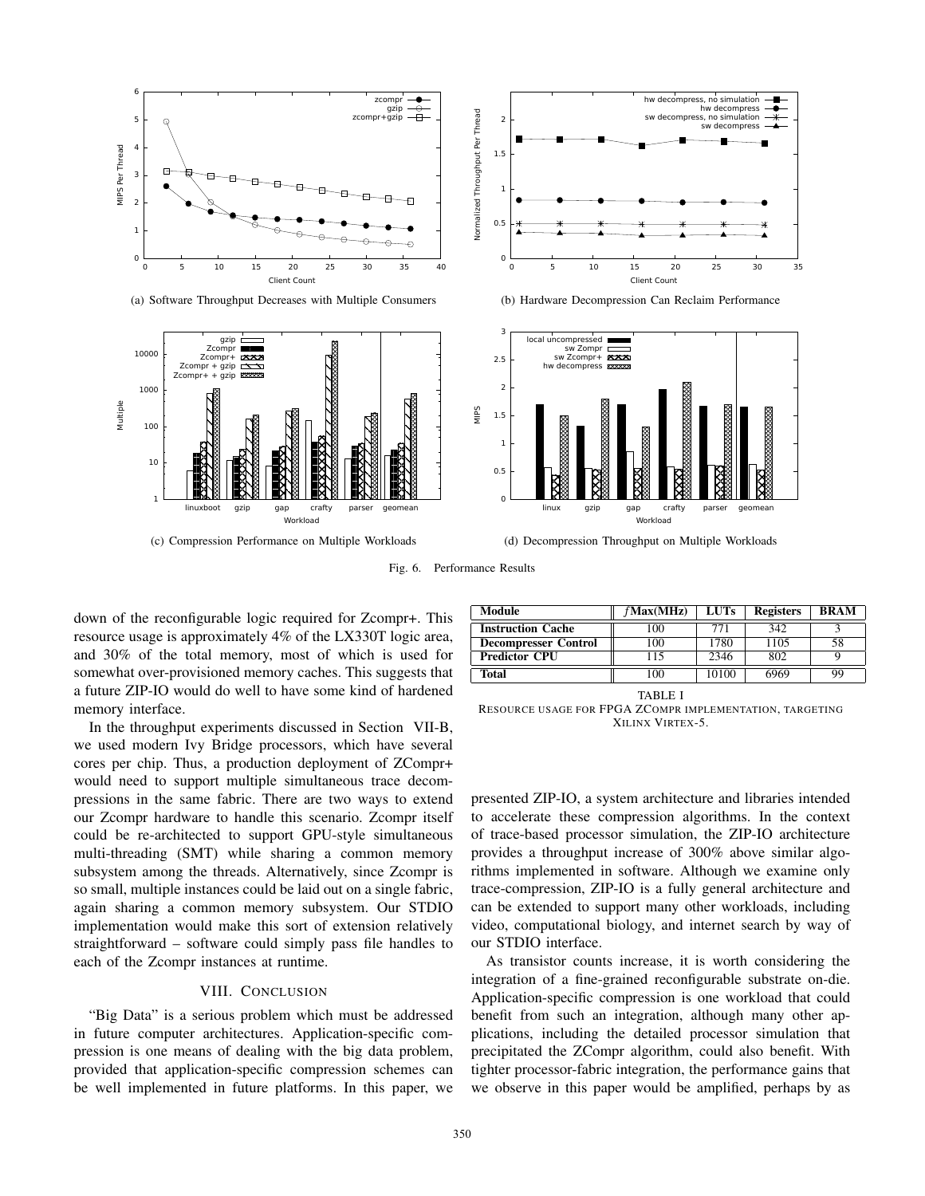(a) Software Throughput Decreases with Multiple Consumers

(b) Hardware Decompression Can Reclaim Performance

(c) Compression Performance on Multiple Workloads

(d) Decompression Throughput on Multiple Workloads

Fig. 6. Performance Results

down of the reconfigurable logic required for Zcompr+. This resource usage is approximately 4% of the LX330T logic area, and 30% of the total memory, most of which is used for somewhat over-provisioned memory caches. This suggests that a future ZIP-IO would do well to have some kind of hardened memory interface.

In the throughput experiments discussed in Section VII-B, we used modern Ivy Bridge processors, which have several cores per chip. Thus, a production deployment of ZCompr+ would need to support multiple simultaneous trace decompressions in the same fabric. There are two ways to extend our Zcompr hardware to handle this scenario. Zcompr itself could be re-architected to support GPU-style simultaneous multi-threading (SMT) while sharing a common memory subsystem among the threads. Alternatively, since Zcompr is so small, multiple instances could be laid out on a single fabric, again sharing a common memory subsystem. Our STDIO implementation would make this sort of extension relatively straightforward – software could simply pass file handles to each of the Zcompr instances at runtime.

| Module | $f$Max(MHz) | LUTs | Registers | BRAM |
|---|---|---|---|---|
| **Instruction Cache** | 100 | 771 | 342 | 3 |
| **Decompresser Control** | 100 | 1780 | 1105 | 58 |
| **Predictor CPU** | 115 | 2346 | 802 | 9 |
| **Total** | 100 | 10100 | 6969 | 99 |

TABLE I
RESOURCE USAGE FOR FPGA ZCOMPR IMPLEMENTATION, TARGETING XILINX VIRTEX-5.

## VIII. Conclusion

"Big Data" is a serious problem which must be addressed in future computer architectures. Application-specific compression is one means of dealing with the big data problem, provided that application-specific compression schemes can be well implemented in future platforms. In this paper, we presented ZIP-IO, a system architecture and libraries intended to accelerate these compression algorithms. In the context of trace-based processor simulation, the ZIP-IO architecture provides a throughput increase of 300% above similar algorithms implemented in software. Although we examine only trace-compression, ZIP-IO is a fully general architecture and can be extended to support many other workloads, including video, computational biology, and internet search by way of our STDIO interface.

As transistor counts increase, it is worth considering the integration of a fine-grained reconfigurable substrate on-die. Application-specific compression is one workload that could benefit from such an integration, although many other applications, including the detailed processor simulation that precipitated the ZCompr algorithm, could also benefit. With tighter processor-fabric integration, the performance gains that we observe in this paper would be amplified, perhaps by as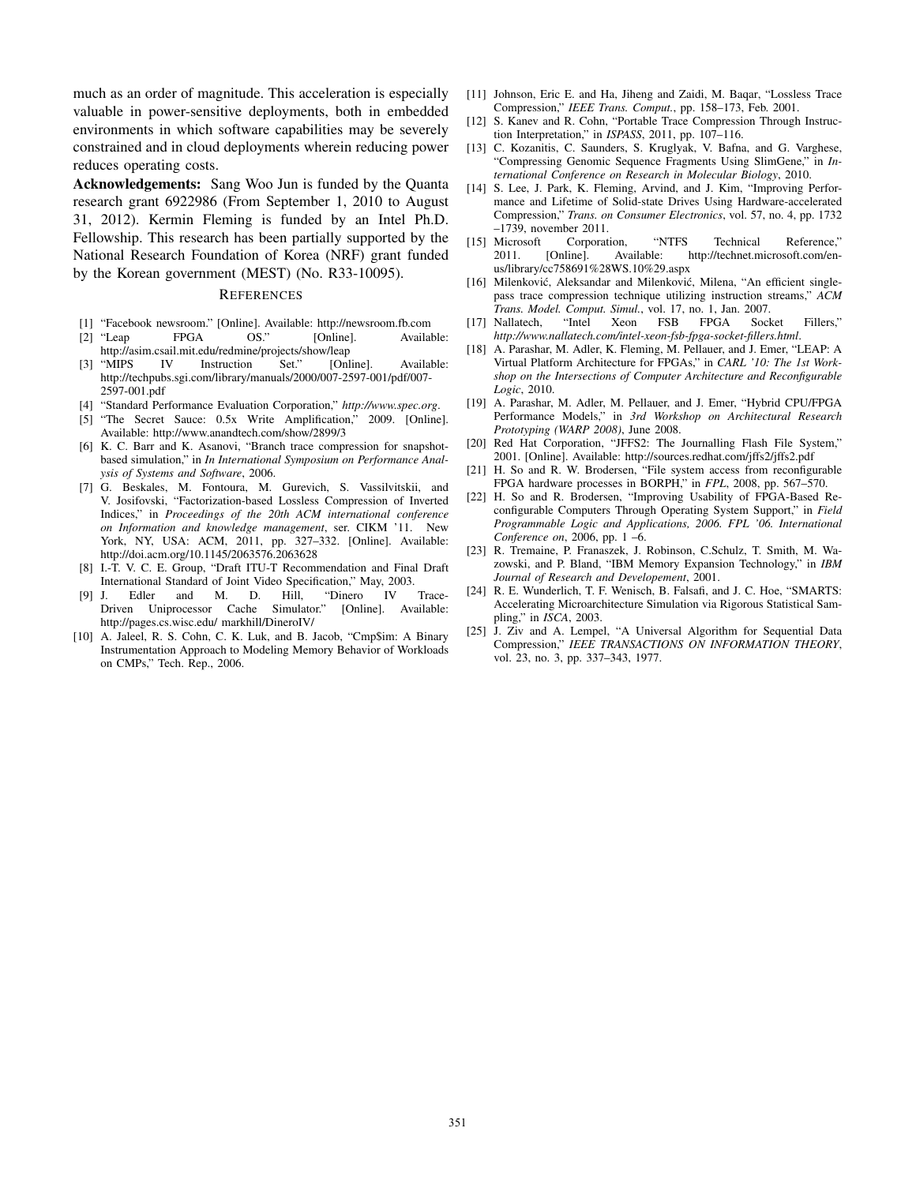much as an order of magnitude. This acceleration is especially valuable in power-sensitive deployments, both in embedded environments in which software capabilities may be severely constrained and in cloud deployments wherein reducing power reduces operating costs.

**Acknowledgements:** Sang Woo Jun is funded by the Quanta research grant 6922986 (From September 1, 2010 to August 31, 2012). Kermin Fleming is funded by an Intel Ph.D. Fellowship. This research has been partially supported by the National Research Foundation of Korea (NRF) grant funded by the Korean government (MEST) (No. R33-10095).

## References

[1] "Facebook newsroom." [Online]. Available: http://newsroom.fb.com

[2] "Leap FPGA OS." [Online]. Available: http://asim.csail.mit.edu/redmine/projects/show/leap

[3] "MIPS IV Instruction Set." [Online]. Available: http://techpubs.sgi.com/library/manuals/2000/007-2597-001/pdf/007-2597-001.pdf

[4] "Standard Performance Evaluation Corporation," *http://www.spec.org*.

[5] "The Secret Sauce: 0.5x Write Amplification," 2009. [Online]. Available: http://www.anandtech.com/show/2899/3

[6] K. C. Barr and K. Asanovi, "Branch trace compression for snapshot-based simulation," in *In International Symposium on Performance Analysis of Systems and Software*, 2006.

[7] G. Beskales, M. Fontoura, M. Gurevich, S. Vassilvitskii, and V. Josifovski, "Factorization-based Lossless Compression of Inverted Indices," in *Proceedings of the 20th ACM international conference on Information and knowledge management*, ser. CIKM '11. New York, NY, USA: ACM, 2011, pp. 327–332. [Online]. Available: http://doi.acm.org/10.1145/2063576.2063628

[8] I.-T. V. C. E. Group, "Draft ITU-T Recommendation and Final Draft International Standard of Joint Video Specification," May, 2003.

[9] J. Edler and M. D. Hill, "Dinero IV Trace-Driven Uniprocessor Cache Simulator." [Online]. Available: http://pages.cs.wisc.edu/ markhill/DineroIV/

[10] A. Jaleel, R. S. Cohn, C. K. Luk, and B. Jacob, "Cmp$im: A Binary Instrumentation Approach to Modeling Memory Behavior of Workloads on CMPs," Tech. Rep., 2006.

[11] Johnson, Eric E. and Ha, Jiheng and Zaidi, M. Baqar, "Lossless Trace Compression," *IEEE Trans. Comput.*, pp. 158–173, Feb. 2001.

[12] S. Kanev and R. Cohn, "Portable Trace Compression Through Instruction Interpretation," in *ISPASS*, 2011, pp. 107–116.

[13] C. Kozanitis, C. Saunders, S. Kruglyak, V. Bafna, and G. Varghese, "Compressing Genomic Sequence Fragments Using SlimGene," in *International Conference on Research in Molecular Biology*, 2010.

[14] S. Lee, J. Park, K. Fleming, Arvind, and J. Kim, "Improving Performance and Lifetime of Solid-state Drives Using Hardware-accelerated Compression," *Trans. on Consumer Electronics*, vol. 57, no. 4, pp. 1732 –1739, november 2011.

[15] Microsoft Corporation, "NTFS Technical Reference," 2011. [Online]. Available: http://technet.microsoft.com/en-us/library/cc758691%28WS.10%29.aspx

[16] Milenković, Aleksandar and Milenković, Milena, "An efficient single-pass trace compression technique utilizing instruction streams," *ACM Trans. Model. Comput. Simul.*, vol. 17, no. 1, Jan. 2007.

[17] Nallatech, "Intel Xeon FSB FPGA Socket Fillers," *http://www.nallatech.com/intel-xeon-fsb-fpga-socket-fillers.html*.

[18] A. Parashar, M. Adler, K. Fleming, M. Pellauer, and J. Emer, "LEAP: A Virtual Platform Architecture for FPGAs," in *CARL '10: The 1st Workshop on the Intersections of Computer Architecture and Reconfigurable Logic*, 2010.

[19] A. Parashar, M. Adler, M. Pellauer, and J. Emer, "Hybrid CPU/FPGA Performance Models," in *3rd Workshop on Architectural Research Prototyping (WARP 2008)*, June 2008.

[20] Red Hat Corporation, "JFFS2: The Journalling Flash File System," 2001. [Online]. Available: http://sources.redhat.com/jffs2/jffs2.pdf

[21] H. So and R. W. Brodersen, "File system access from reconfigurable FPGA hardware processes in BORPH," in *FPL*, 2008, pp. 567–570.

[22] H. So and R. Brodersen, "Improving Usability of FPGA-Based Reconfigurable Computers Through Operating System Support," in *Field Programmable Logic and Applications, 2006. FPL '06. International Conference on*, 2006, pp. 1 –6.

[23] R. Tremaine, P. Franaszek, J. Robinson, C.Schulz, T. Smith, M. Wazowski, and P. Bland, "IBM Memory Expansion Technology," in *IBM Journal of Research and Developement*, 2001.

[24] R. E. Wunderlich, T. F. Wenisch, B. Falsafi, and J. C. Hoe, "SMARTS: Accelerating Microarchitecture Simulation via Rigorous Statistical Sampling," in *ISCA*, 2003.

[25] J. Ziv and A. Lempel, "A Universal Algorithm for Sequential Data Compression," *IEEE TRANSACTIONS ON INFORMATION THEORY*, vol. 23, no. 3, pp. 337–343, 1977.